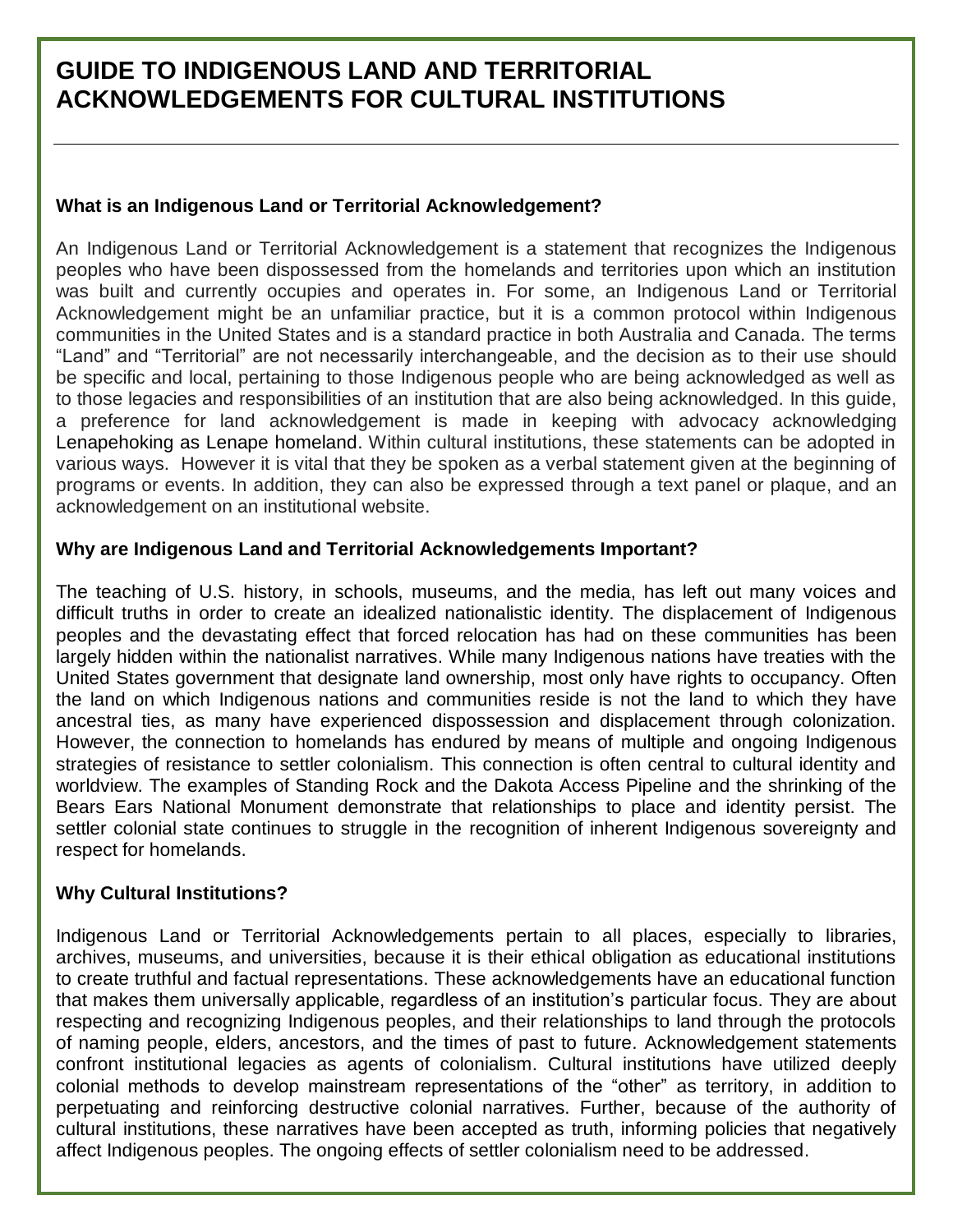# GUIDE TO INDIGENOUS LAND AND TERRITORIAL ACKNOWLEDGEMENTS FOR CULTURAL INSTITUTIONS

### What is an Indigenous Land or Territorial Acknowledgement?

An Indigenous Land or Territorial Acknowledgement is a statement that recognizes the Indigenous peoples who have been dispossessed from the homelands and territories upon which an institution was built and currently occupies and operates in. For some, an Indigenous Land or Territorial Acknowledgement might be an unfamiliar practice, but it is a common protocol within Indigenous communities in the United States and is a standard practice in both Australia and Canada. The terms "Land" and "Territorial" are not necessarily interchangeable, and the decision as to their use should be specific and local, pertaining to those Indigenous people who are being acknowledged as well as to those legacies and responsibilities of an institution that are also being acknowledged. In this guide, a preference for land acknowledgement is made in keeping with advocacy acknowledging Lenapehoking as Lenape homeland. Within cultural institutions, these statements can be adopted in various ways. However it is vital that they be spoken as a verbal statement given at the beginning of programs or events. In addition, they can also be expressed through a text panel or plaque, and an acknowledgement on an institutional website.

### Why are Indigenous Land and Territorial Acknowledgements Important?

The teaching of U.S. history, in schools, museums, and the media, has left out many voices and difficult truths in order to create an idealized nationalistic identity. The displacement of Indigenous peoples and the devastating effect that forced relocation has had on these communities has been largely hidden within the nationalist narratives. While many Indigenous nations have treaties with the United States government that designate land ownership, most only have rights to occupancy. Often the land on which Indigenous nations and communities reside is not the land to which they have ancestral ties, as many have experienced dispossession and displacement through colonization. However, the connection to homelands has endured by means of multiple and ongoing Indigenous strategies of resistance to settler colonialism. This connection is often central to cultural identity and worldview. The examples of Standing Rock and the Dakota Access Pipeline and the shrinking of the Bears Ears National Monument demonstrate that relationships to place and identity persist. The settler colonial state continues to struggle in the recognition of inherent Indigenous sovereignty and respect for homelands.

### Why Cultural Institutions?

Indigenous Land or Territorial Acknowledgements pertain to all places, especially to libraries, archives, museums, and universities, because it is their ethical obligation as educational institutions to create truthful and factual representations. These acknowledgements have an educational function that makes them universally applicable, regardless of an institution's particular focus. They are about respecting and recognizing Indigenous peoples, and their relationships to land through the protocols of naming people, elders, ancestors, and the times of past to future. Acknowledgement statements confront institutional legacies as agents of colonialism. Cultural institutions have utilized deeply colonial methods to develop mainstream representations of the "other" as territory, in addition to perpetuating and reinforcing destructive colonial narratives. Further, because of the authority of cultural institutions, these narratives have been accepted as truth, informing policies that negatively affect Indigenous peoples. The ongoing effects of settler colonialism need to be addressed.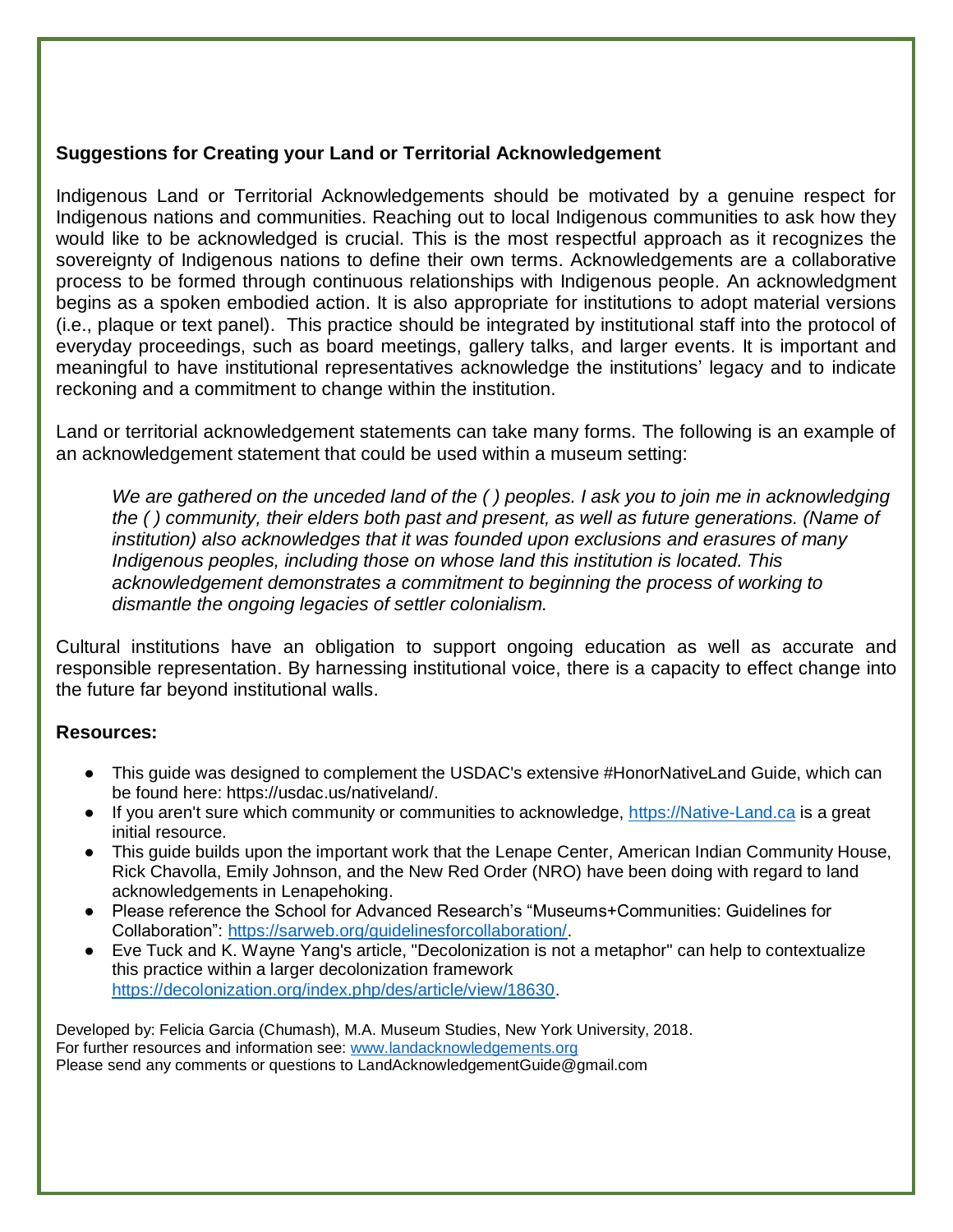**Suggestions for Creating your Land or Territorial Acknowledgement**

Indigenous Land or Territorial Acknowledgements should be motivated by a genuine respect for Indigenous nations and communities. Reaching out to local Indigenous communities to ask how they would like to be acknowledged is crucial. This is the most respectful approach as it recognizes the sovereignty of Indigenous nations to define their own terms. Acknowledgements are a collaborative process to be formed through continuous relationships with Indigenous people. An acknowledgment begins as a spoken embodied action. It is also appropriate for institutions to adopt material versions (i.e., plaque or text panel). This practice should be integrated by institutional staff into the protocol of everyday proceedings, such as board meetings, gallery talks, and larger events. It is important and meaningful to have institutional representatives acknowledge the institutions' legacy and to indicate reckoning and a commitment to change within the institution.

Land or territorial acknowledgement statements can take many forms. The following is an example of an acknowledgement statement that could be used within a museum setting:

> *We are gathered on the unceded land of the ( ) peoples. I ask you to join me in acknowledging the ( ) community, their elders both past and present, as well as future generations. (Name of institution) also acknowledges that it was founded upon exclusions and erasures of many Indigenous peoples, including those on whose land this institution is located. This acknowledgement demonstrates a commitment to beginning the process of working to dismantle the ongoing legacies of settler colonialism.*

Cultural institutions have an obligation to support ongoing education as well as accurate and responsible representation. By harnessing institutional voice, there is a capacity to effect change into the future far beyond institutional walls.

**Resources:**

- This guide was designed to complement the USDAC's extensive #HonorNativeLand Guide, which can be found here: https://usdac.us/nativeland/.
- If you aren't sure which community or communities to acknowledge, https://Native-Land.ca is a great initial resource.
- This guide builds upon the important work that the Lenape Center, American Indian Community House, Rick Chavolla, Emily Johnson, and the New Red Order (NRO) have been doing with regard to land acknowledgements in Lenapehoking.
- Please reference the School for Advanced Research's "Museums+Communities: Guidelines for Collaboration": https://sarweb.org/guidelinesforcollaboration/.
- Eve Tuck and K. Wayne Yang's article, "Decolonization is not a metaphor" can help to contextualize this practice within a larger decolonization framework https://decolonization.org/index.php/des/article/view/18630.

Developed by: Felicia Garcia (Chumash), M.A. Museum Studies, New York University, 2018.
For further resources and information see: www.landacknowledgements.org
Please send any comments or questions to LandAcknowledgementGuide@gmail.com